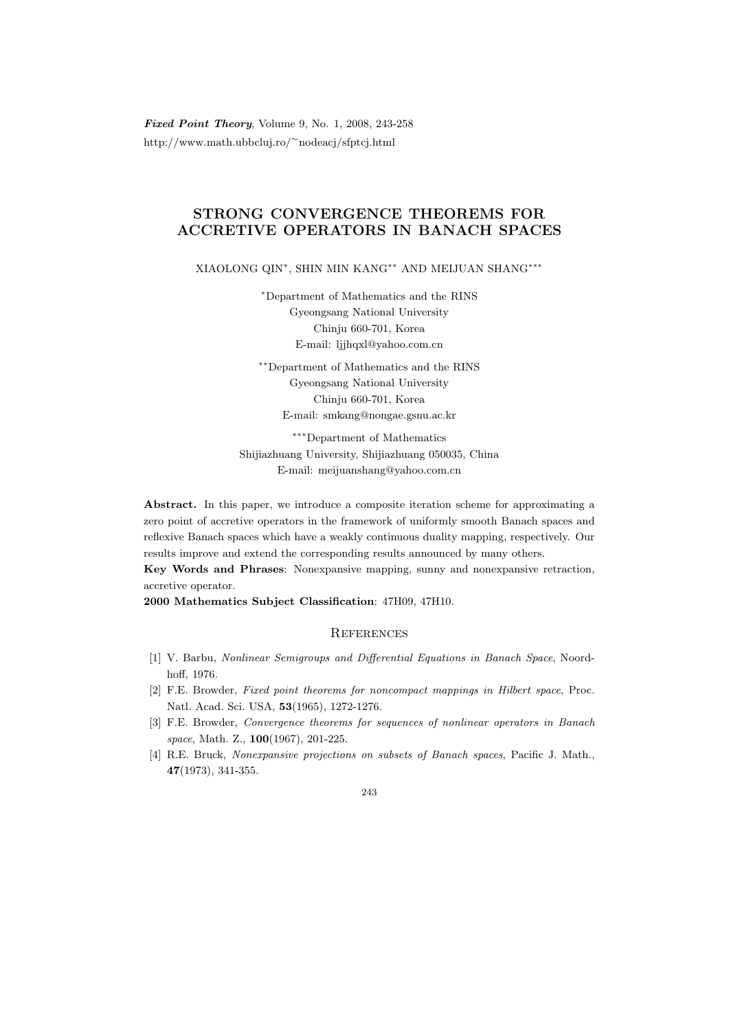# STRONG CONVERGENCE THEOREMS FOR ACCRETIVE OPERATORS IN BANACH SPACES

XIAOLONG QIN*, SHIN MIN KANG** AND MEIJUAN SHANG***

*Department of Mathematics and the RINS
Gyeongsang National University
Chinju 660-701, Korea
E-mail: ljjhqxl@yahoo.com.cn

**Department of Mathematics and the RINS
Gyeongsang National University
Chinju 660-701, Korea
E-mail: smkang@nongae.gsnu.ac.kr

***Department of Mathematics
Shijiazhuang University, Shijiazhuang 050035, China
E-mail: meijuanshang@yahoo.com.cn

**Abstract.** In this paper, we introduce a composite iteration scheme for approximating a zero point of accretive operators in the framework of uniformly smooth Banach spaces and reflexive Banach spaces which have a weakly continuous duality mapping, respectively. Our results improve and extend the corresponding results announced by many others.

**Key Words and Phrases**: Nonexpansive mapping, sunny and nonexpansive retraction, accretive operator.

**2000 Mathematics Subject Classification**: 47H09, 47H10.

## References

[1] V. Barbu, *Nonlinear Semigroups and Differential Equations in Banach Space*, Noordhoff, 1976.

[2] F.E. Browder, *Fixed point theorems for noncompact mappings in Hilbert space*, Proc. Natl. Acad. Sci. USA, **53**(1965), 1272-1276.

[3] F.E. Browder, *Convergence theorems for sequences of nonlinear operators in Banach space*, Math. Z., **100**(1967), 201-225.

[4] R.E. Bruck, *Nonexpansive projections on subsets of Banach spaces*, Pacific J. Math., **47**(1973), 341-355.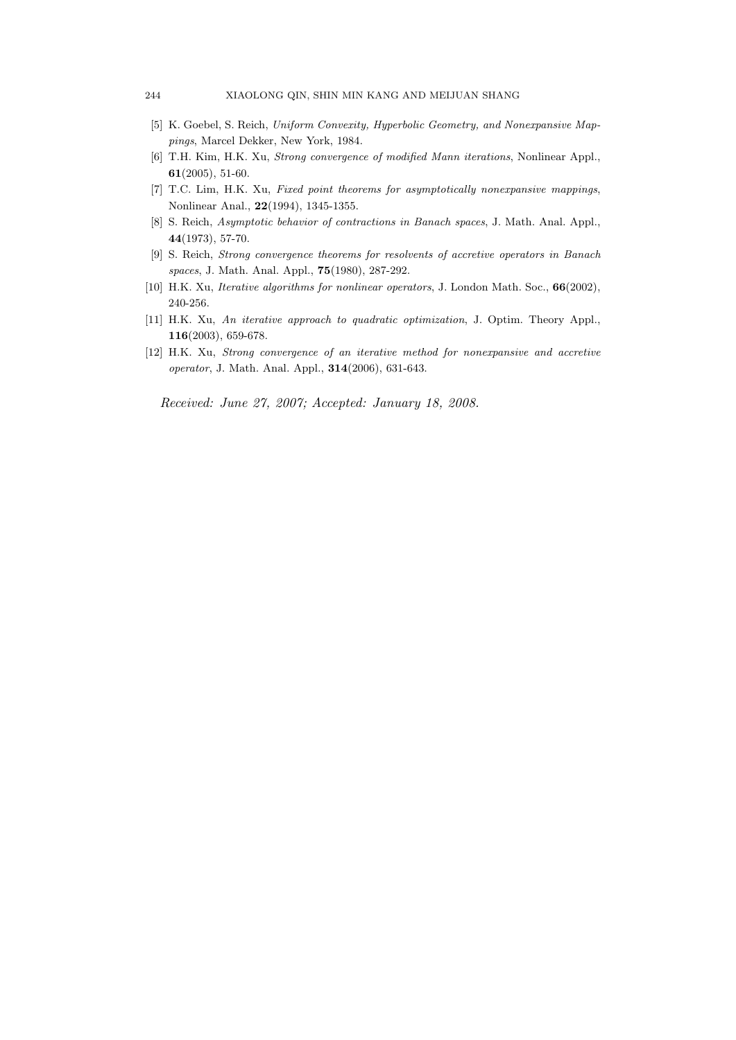[5] K. Goebel, S. Reich, *Uniform Convexity, Hyperbolic Geometry, and Nonexpansive Mappings*, Marcel Dekker, New York, 1984.

[6] T.H. Kim, H.K. Xu, *Strong convergence of modified Mann iterations*, Nonlinear Appl., **61**(2005), 51-60.

[7] T.C. Lim, H.K. Xu, *Fixed point theorems for asymptotically nonexpansive mappings*, Nonlinear Anal., **22**(1994), 1345-1355.

[8] S. Reich, *Asymptotic behavior of contractions in Banach spaces*, J. Math. Anal. Appl., **44**(1973), 57-70.

[9] S. Reich, *Strong convergence theorems for resolvents of accretive operators in Banach spaces*, J. Math. Anal. Appl., **75**(1980), 287-292.

[10] H.K. Xu, *Iterative algorithms for nonlinear operators*, J. London Math. Soc., **66**(2002), 240-256.

[11] H.K. Xu, *An iterative approach to quadratic optimization*, J. Optim. Theory Appl., **116**(2003), 659-678.

[12] H.K. Xu, *Strong convergence of an iterative method for nonexpansive and accretive operator*, J. Math. Anal. Appl., **314**(2006), 631-643.

*Received: June 27, 2007; Accepted: January 18, 2008.*